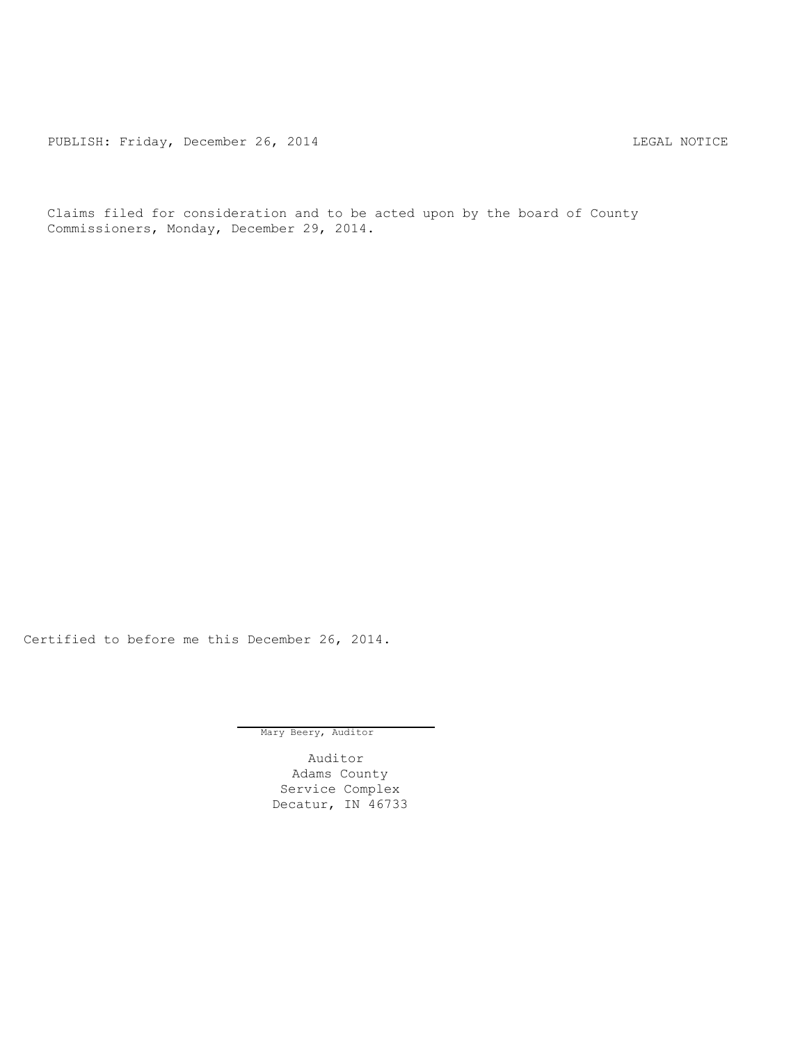PUBLISH: Friday, December 26, 2014 LEGAL NOTICE

Claims filed for consideration and to be acted upon by the board of County Commissioners, Monday, December 29, 2014.

Certified to before me this December 26, 2014.

Mary Beery, Auditor

Auditor  
Adams County  
Service Complex  
Decatur, IN 46733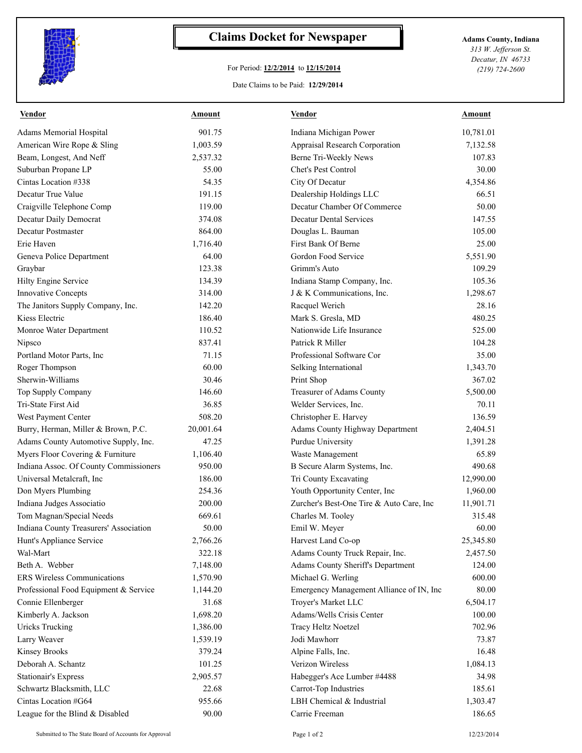# Claims Docket for Newspaper

For Period: **12/2/2014** to **12/15/2014**

Date Claims to be Paid: **12/29/2014**

**Adams County, Indiana**
*313 W. Jefferson St.*
*Decatur, IN 46733*
*(219) 724-2600*

| Vendor | Amount | Vendor | Amount |
|---|---|---|---|
| Adams Memorial Hospital | 901.75 | Indiana Michigan Power | 10,781.01 |
| American Wire Rope & Sling | 1,003.59 | Appraisal Research Corporation | 7,132.58 |
| Beam, Longest, And Neff | 2,537.32 | Berne Tri-Weekly News | 107.83 |
| Suburban Propane LP | 55.00 | Chet's Pest Control | 30.00 |
| Cintas Location #338 | 54.35 | City Of Decatur | 4,354.86 |
| Decatur True Value | 191.15 | Dealership Holdings LLC | 66.51 |
| Craigville Telephone Comp | 119.00 | Decatur Chamber Of Commerce | 50.00 |
| Decatur Daily Democrat | 374.08 | Decatur Dental Services | 147.55 |
| Decatur Postmaster | 864.00 | Douglas L. Bauman | 105.00 |
| Erie Haven | 1,716.40 | First Bank Of Berne | 25.00 |
| Geneva Police Department | 64.00 | Gordon Food Service | 5,551.90 |
| Graybar | 123.38 | Grimm's Auto | 109.29 |
| Hilty Engine Service | 134.39 | Indiana Stamp Company, Inc. | 105.36 |
| Innovative Concepts | 314.00 | J & K Communications, Inc. | 1,298.67 |
| The Janitors Supply Company, Inc. | 142.20 | Racquel Werich | 28.16 |
| Kiess Electric | 186.40 | Mark S. Gresla, MD | 480.25 |
| Monroe Water Department | 110.52 | Nationwide Life Insurance | 525.00 |
| Nipsco | 837.41 | Patrick R Miller | 104.28 |
| Portland Motor Parts, Inc | 71.15 | Professional Software Cor | 35.00 |
| Roger Thompson | 60.00 | Selking International | 1,343.70 |
| Sherwin-Williams | 30.46 | Print Shop | 367.02 |
| Top Supply Company | 146.60 | Treasurer of Adams County | 5,500.00 |
| Tri-State First Aid | 36.85 | Welder Services, Inc. | 70.11 |
| West Payment Center | 508.20 | Christopher E. Harvey | 136.59 |
| Burry, Herman, Miller & Brown, P.C. | 20,001.64 | Adams County Highway Department | 2,404.51 |
| Adams County Automotive Supply, Inc. | 47.25 | Purdue University | 1,391.28 |
| Myers Floor Covering & Furniture | 1,106.40 | Waste Management | 65.89 |
| Indiana Assoc. Of County Commissioners | 950.00 | B Secure Alarm Systems, Inc. | 490.68 |
| Universal Metalcraft, Inc | 186.00 | Tri County Excavating | 12,990.00 |
| Don Myers Plumbing | 254.36 | Youth Opportunity Center, Inc | 1,960.00 |
| Indiana Judges Associatio | 200.00 | Zurcher's Best-One Tire & Auto Care, Inc | 11,901.71 |
| Tom Magnan/Special Needs | 669.61 | Charles M. Tooley | 315.48 |
| Indiana County Treasurers' Association | 50.00 | Emil W. Meyer | 60.00 |
| Hunt's Appliance Service | 2,766.26 | Harvest Land Co-op | 25,345.80 |
| Wal-Mart | 322.18 | Adams County Truck Repair, Inc. | 2,457.50 |
| Beth A. Webber | 7,148.00 | Adams County Sheriff's Department | 124.00 |
| ERS Wireless Communications | 1,570.90 | Michael G. Werling | 600.00 |
| Professional Food Equipment & Service | 1,144.20 | Emergency Management Alliance of IN, Inc | 80.00 |
| Connie Ellenberger | 31.68 | Troyer's Market LLC | 6,504.17 |
| Kimberly A. Jackson | 1,698.20 | Adams/Wells Crisis Center | 100.00 |
| Uricks Trucking | 1,386.00 | Tracy Heltz Noetzel | 702.96 |
| Larry Weaver | 1,539.19 | Jodi Mawhorr | 73.87 |
| Kinsey Brooks | 379.24 | Alpine Falls, Inc. | 16.48 |
| Deborah A. Schantz | 101.25 | Verizon Wireless | 1,084.13 |
| Stationair's Express | 2,905.57 | Habegger's Ace Lumber #4488 | 34.98 |
| Schwartz Blacksmith, LLC | 22.68 | Carrot-Top Industries | 185.61 |
| Cintas Location #G64 | 955.66 | LBH Chemical & Industrial | 1,303.47 |
| League for the Blind & Disabled | 90.00 | Carrie Freeman | 186.65 |

Submitted to The State Board of Accounts for Approval — 12/23/2014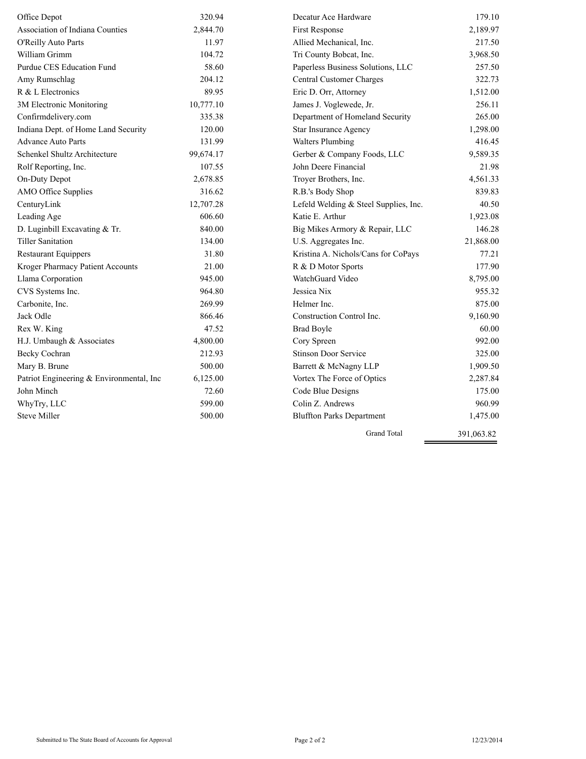| | |
|---|---|
| Office Depot | 320.94 |
| Association of Indiana Counties | 2,844.70 |
| O'Reilly Auto Parts | 11.97 |
| William Grimm | 104.72 |
| Purdue CES Education Fund | 58.60 |
| Amy Rumschlag | 204.12 |
| R & L Electronics | 89.95 |
| 3M Electronic Monitoring | 10,777.10 |
| Confirmdelivery.com | 335.38 |
| Indiana Dept. of Home Land Security | 120.00 |
| Advance Auto Parts | 131.99 |
| Schenkel Shultz Architecture | 99,674.17 |
| Rolf Reporting, Inc. | 107.55 |
| On-Duty Depot | 2,678.85 |
| AMO Office Supplies | 316.62 |
| CenturyLink | 12,707.28 |
| Leading Age | 606.60 |
| D. Luginbill Excavating & Tr. | 840.00 |
| Tiller Sanitation | 134.00 |
| Restaurant Equippers | 31.80 |
| Kroger Pharmacy Patient Accounts | 21.00 |
| Llama Corporation | 945.00 |
| CVS Systems Inc. | 964.80 |
| Carbonite, Inc. | 269.99 |
| Jack Odle | 866.46 |
| Rex W. King | 47.52 |
| H.J. Umbaugh & Associates | 4,800.00 |
| Becky Cochran | 212.93 |
| Mary B. Brune | 500.00 |
| Patriot Engineering & Environmental, Inc | 6,125.00 |
| John Minch | 72.60 |
| WhyTry, LLC | 599.00 |
| Steve Miller | 500.00 |
| Decatur Ace Hardware | 179.10 |
| First Response | 2,189.97 |
| Allied Mechanical, Inc. | 217.50 |
| Tri County Bobcat, Inc. | 3,968.50 |
| Paperless Business Solutions, LLC | 257.50 |
| Central Customer Charges | 322.73 |
| Eric D. Orr, Attorney | 1,512.00 |
| James J. Voglewede, Jr. | 256.11 |
| Department of Homeland Security | 265.00 |
| Star Insurance Agency | 1,298.00 |
| Walters Plumbing | 416.45 |
| Gerber & Company Foods, LLC | 9,589.35 |
| John Deere Financial | 21.98 |
| Troyer Brothers, Inc. | 4,561.33 |
| R.B.'s Body Shop | 839.83 |
| Lefeld Welding & Steel Supplies, Inc. | 40.50 |
| Katie E. Arthur | 1,923.08 |
| Big Mikes Armory & Repair, LLC | 146.28 |
| U.S. Aggregates Inc. | 21,868.00 |
| Kristina A. Nichols/Cans for CoPays | 77.21 |
| R & D Motor Sports | 177.90 |
| WatchGuard Video | 8,795.00 |
| Jessica Nix | 955.32 |
| Helmer Inc. | 875.00 |
| Construction Control Inc. | 9,160.90 |
| Brad Boyle | 60.00 |
| Cory Spreen | 992.00 |
| Stinson Door Service | 325.00 |
| Barrett & McNagny LLP | 1,909.50 |
| Vortex The Force of Optics | 2,287.84 |
| Code Blue Designs | 175.00 |
| Colin Z. Andrews | 960.99 |
| Bluffton Parks Department | 1,475.00 |
| Grand Total | 391,063.82 |

Submitted to The State Board of Accounts for Approval

12/23/2014